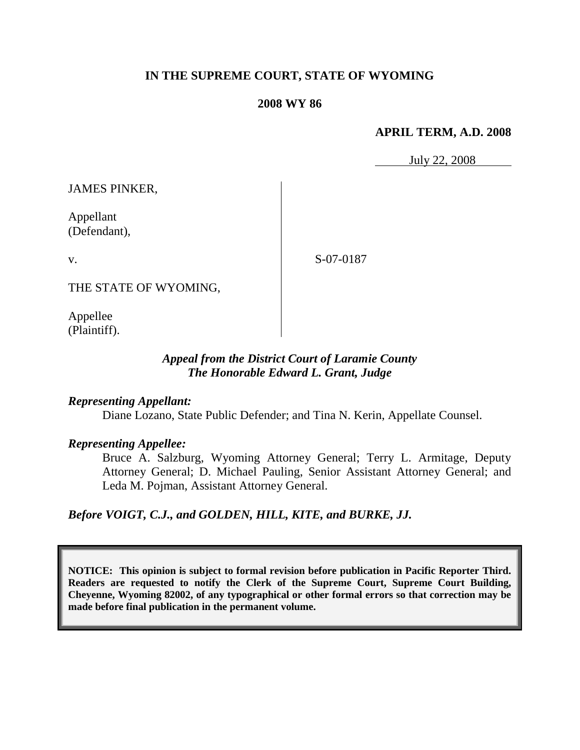**IN THE SUPREME COURT, STATE OF WYOMING**

**2008 WY 86**

**APRIL TERM, A.D. 2008**

July 22, 2008

JAMES PINKER,

Appellant
(Defendant),

v.

S-07-0187

THE STATE OF WYOMING,

Appellee
(Plaintiff).

*Appeal from the District Court of Laramie County*
*The Honorable Edward L. Grant, Judge*

***Representing Appellant:***

Diane Lozano, State Public Defender; and Tina N. Kerin, Appellate Counsel.

***Representing Appellee:***

Bruce A. Salzburg, Wyoming Attorney General; Terry L. Armitage, Deputy Attorney General; D. Michael Pauling, Senior Assistant Attorney General; and Leda M. Pojman, Assistant Attorney General.

***Before VOIGT, C.J., and GOLDEN, HILL, KITE, and BURKE, JJ.***

**NOTICE: This opinion is subject to formal revision before publication in Pacific Reporter Third. Readers are requested to notify the Clerk of the Supreme Court, Supreme Court Building, Cheyenne, Wyoming 82002, of any typographical or other formal errors so that correction may be made before final publication in the permanent volume.**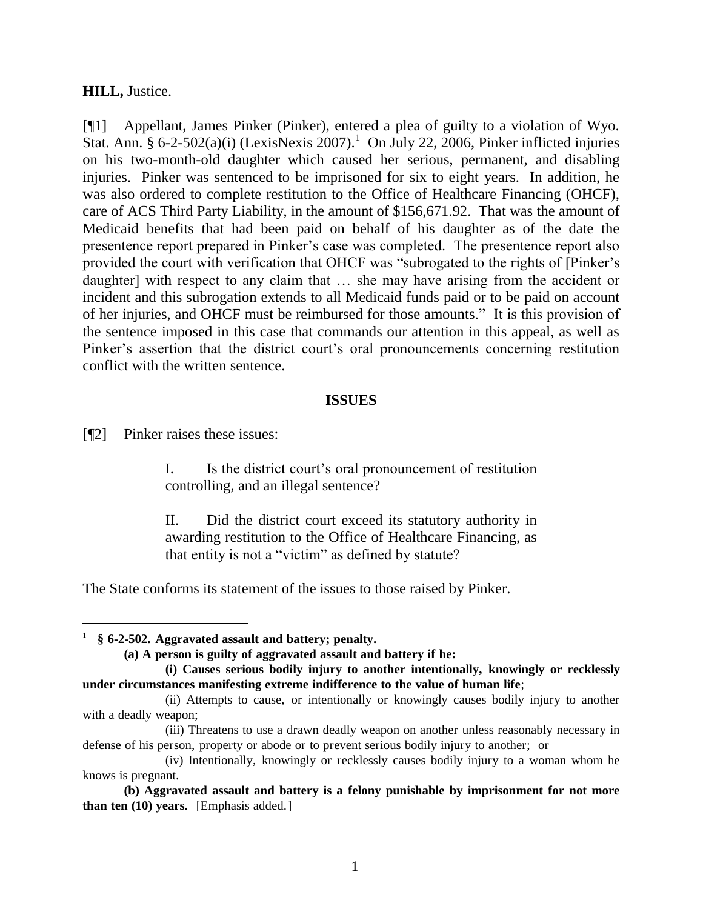**HILL,** Justice.

[¶1] Appellant, James Pinker (Pinker), entered a plea of guilty to a violation of Wyo. Stat. Ann. § 6-2-502(a)(i) (LexisNexis 2007).[1] On July 22, 2006, Pinker inflicted injuries on his two-month-old daughter which caused her serious, permanent, and disabling injuries. Pinker was sentenced to be imprisoned for six to eight years. In addition, he was also ordered to complete restitution to the Office of Healthcare Financing (OHCF), care of ACS Third Party Liability, in the amount of $156,671.92. That was the amount of Medicaid benefits that had been paid on behalf of his daughter as of the date the presentence report prepared in Pinker's case was completed. The presentence report also provided the court with verification that OHCF was "subrogated to the rights of [Pinker's daughter] with respect to any claim that … she may have arising from the accident or incident and this subrogation extends to all Medicaid funds paid or to be paid on account of her injuries, and OHCF must be reimbursed for those amounts." It is this provision of the sentence imposed in this case that commands our attention in this appeal, as well as Pinker's assertion that the district court's oral pronouncements concerning restitution conflict with the written sentence.

## ISSUES

[¶2] Pinker raises these issues:

> I. Is the district court's oral pronouncement of restitution controlling, and an illegal sentence?
>
> II. Did the district court exceed its statutory authority in awarding restitution to the Office of Healthcare Financing, as that entity is not a "victim" as defined by statute?

The State conforms its statement of the issues to those raised by Pinker.

---

[1] **§ 6-2-502. Aggravated assault and battery; penalty.**

> **(a) A person is guilty of aggravated assault and battery if he:**
>
> **(i) Causes serious bodily injury to another intentionally, knowingly or recklessly under circumstances manifesting extreme indifference to the value of human life**;
>
> (ii) Attempts to cause, or intentionally or knowingly causes bodily injury to another with a deadly weapon;
>
> (iii) Threatens to use a drawn deadly weapon on another unless reasonably necessary in defense of his person, property or abode or to prevent serious bodily injury to another; or
>
> (iv) Intentionally, knowingly or recklessly causes bodily injury to a woman whom he knows is pregnant.
>
> **(b) Aggravated assault and battery is a felony punishable by imprisonment for not more than ten (10) years.** [Emphasis added.]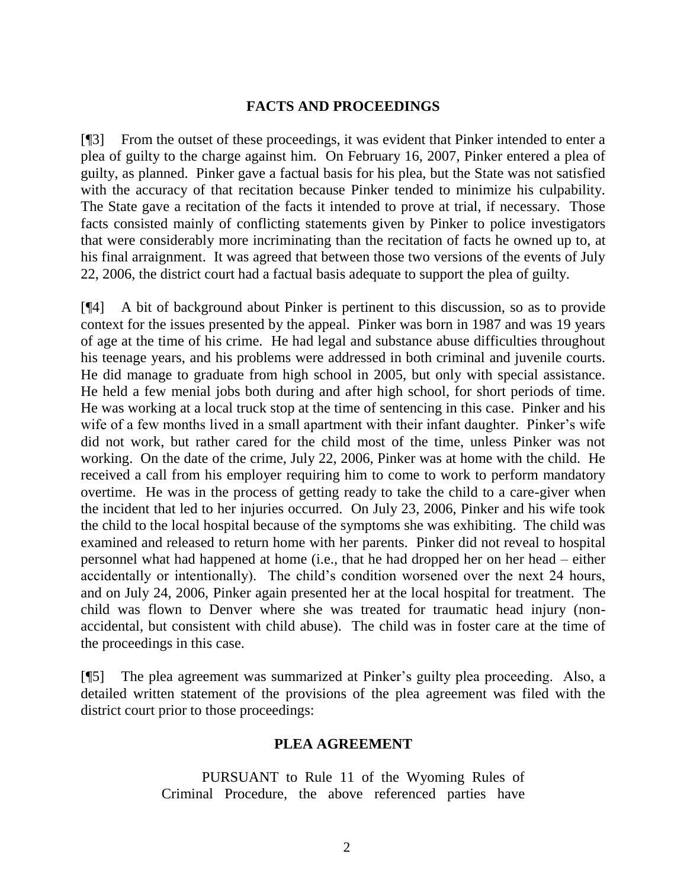## FACTS AND PROCEEDINGS

[¶3] From the outset of these proceedings, it was evident that Pinker intended to enter a plea of guilty to the charge against him. On February 16, 2007, Pinker entered a plea of guilty, as planned. Pinker gave a factual basis for his plea, but the State was not satisfied with the accuracy of that recitation because Pinker tended to minimize his culpability. The State gave a recitation of the facts it intended to prove at trial, if necessary. Those facts consisted mainly of conflicting statements given by Pinker to police investigators that were considerably more incriminating than the recitation of facts he owned up to, at his final arraignment. It was agreed that between those two versions of the events of July 22, 2006, the district court had a factual basis adequate to support the plea of guilty.

[¶4] A bit of background about Pinker is pertinent to this discussion, so as to provide context for the issues presented by the appeal. Pinker was born in 1987 and was 19 years of age at the time of his crime. He had legal and substance abuse difficulties throughout his teenage years, and his problems were addressed in both criminal and juvenile courts. He did manage to graduate from high school in 2005, but only with special assistance. He held a few menial jobs both during and after high school, for short periods of time. He was working at a local truck stop at the time of sentencing in this case. Pinker and his wife of a few months lived in a small apartment with their infant daughter. Pinker's wife did not work, but rather cared for the child most of the time, unless Pinker was not working. On the date of the crime, July 22, 2006, Pinker was at home with the child. He received a call from his employer requiring him to come to work to perform mandatory overtime. He was in the process of getting ready to take the child to a care-giver when the incident that led to her injuries occurred. On July 23, 2006, Pinker and his wife took the child to the local hospital because of the symptoms she was exhibiting. The child was examined and released to return home with her parents. Pinker did not reveal to hospital personnel what had happened at home (i.e., that he had dropped her on her head – either accidentally or intentionally). The child's condition worsened over the next 24 hours, and on July 24, 2006, Pinker again presented her at the local hospital for treatment. The child was flown to Denver where she was treated for traumatic head injury (non-accidental, but consistent with child abuse). The child was in foster care at the time of the proceedings in this case.

[¶5] The plea agreement was summarized at Pinker's guilty plea proceeding. Also, a detailed written statement of the provisions of the plea agreement was filed with the district court prior to those proceedings:

> **PLEA AGREEMENT**
>
> PURSUANT to Rule 11 of the Wyoming Rules of Criminal Procedure, the above referenced parties have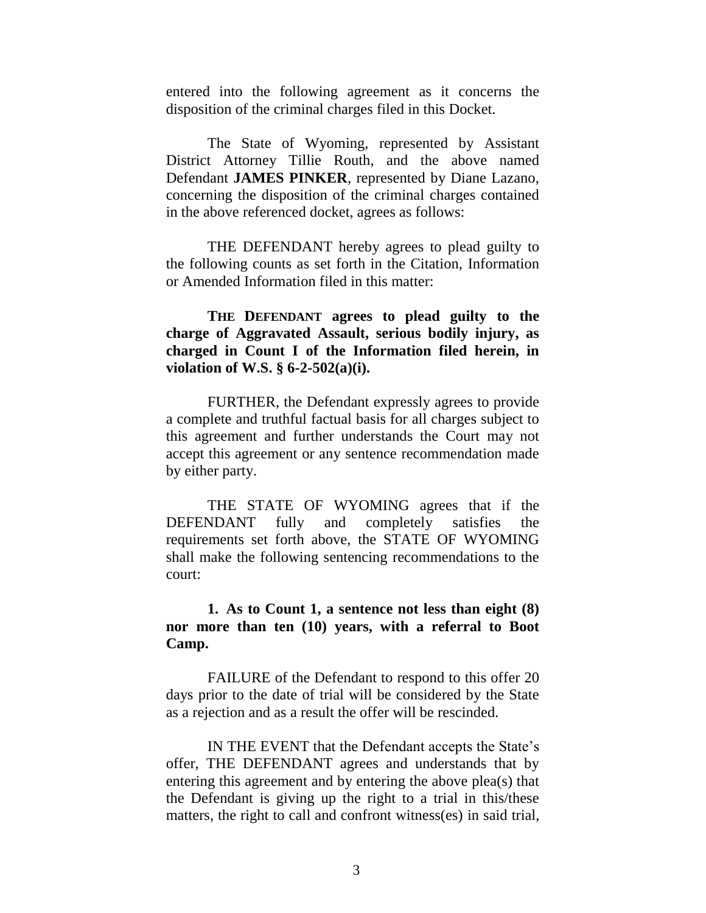entered into the following agreement as it concerns the disposition of the criminal charges filed in this Docket.

The State of Wyoming, represented by Assistant District Attorney Tillie Routh, and the above named Defendant **JAMES PINKER**, represented by Diane Lazano, concerning the disposition of the criminal charges contained in the above referenced docket, agrees as follows:

THE DEFENDANT hereby agrees to plead guilty to the following counts as set forth in the Citation, Information or Amended Information filed in this matter:

**THE DEFENDANT agrees to plead guilty to the charge of Aggravated Assault, serious bodily injury, as charged in Count I of the Information filed herein, in violation of W.S. § 6-2-502(a)(i).**

FURTHER, the Defendant expressly agrees to provide a complete and truthful factual basis for all charges subject to this agreement and further understands the Court may not accept this agreement or any sentence recommendation made by either party.

THE STATE OF WYOMING agrees that if the DEFENDANT fully and completely satisfies the requirements set forth above, the STATE OF WYOMING shall make the following sentencing recommendations to the court:

**1. As to Count 1, a sentence not less than eight (8) nor more than ten (10) years, with a referral to Boot Camp.**

FAILURE of the Defendant to respond to this offer 20 days prior to the date of trial will be considered by the State as a rejection and as a result the offer will be rescinded.

IN THE EVENT that the Defendant accepts the State's offer, THE DEFENDANT agrees and understands that by entering this agreement and by entering the above plea(s) that the Defendant is giving up the right to a trial in this/these matters, the right to call and confront witness(es) in said trial,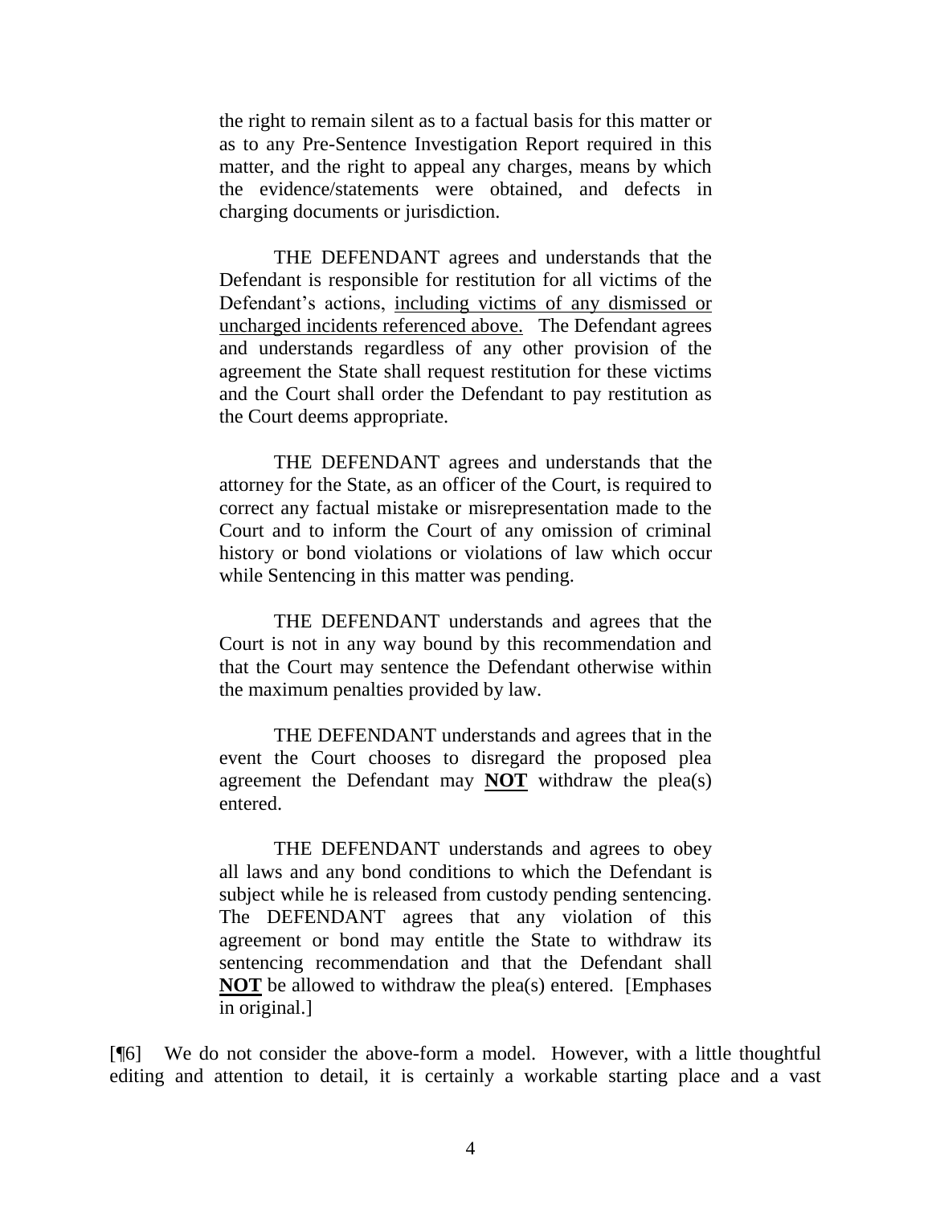> the right to remain silent as to a factual basis for this matter or as to any Pre-Sentence Investigation Report required in this matter, and the right to appeal any charges, means by which the evidence/statements were obtained, and defects in charging documents or jurisdiction.
>
> THE DEFENDANT agrees and understands that the Defendant is responsible for restitution for all victims of the Defendant's actions, <u>including victims of any dismissed or uncharged incidents referenced above.</u> The Defendant agrees and understands regardless of any other provision of the agreement the State shall request restitution for these victims and the Court shall order the Defendant to pay restitution as the Court deems appropriate.
>
> THE DEFENDANT agrees and understands that the attorney for the State, as an officer of the Court, is required to correct any factual mistake or misrepresentation made to the Court and to inform the Court of any omission of criminal history or bond violations or violations of law which occur while Sentencing in this matter was pending.
>
> THE DEFENDANT understands and agrees that the Court is not in any way bound by this recommendation and that the Court may sentence the Defendant otherwise within the maximum penalties provided by law.
>
> THE DEFENDANT understands and agrees that in the event the Court chooses to disregard the proposed plea agreement the Defendant may <u>**NOT**</u> withdraw the plea(s) entered.
>
> THE DEFENDANT understands and agrees to obey all laws and any bond conditions to which the Defendant is subject while he is released from custody pending sentencing. The DEFENDANT agrees that any violation of this agreement or bond may entitle the State to withdraw its sentencing recommendation and that the Defendant shall <u>**NOT**</u> be allowed to withdraw the plea(s) entered. [Emphases in original.]

[¶6] We do not consider the above-form a model. However, with a little thoughtful editing and attention to detail, it is certainly a workable starting place and a vast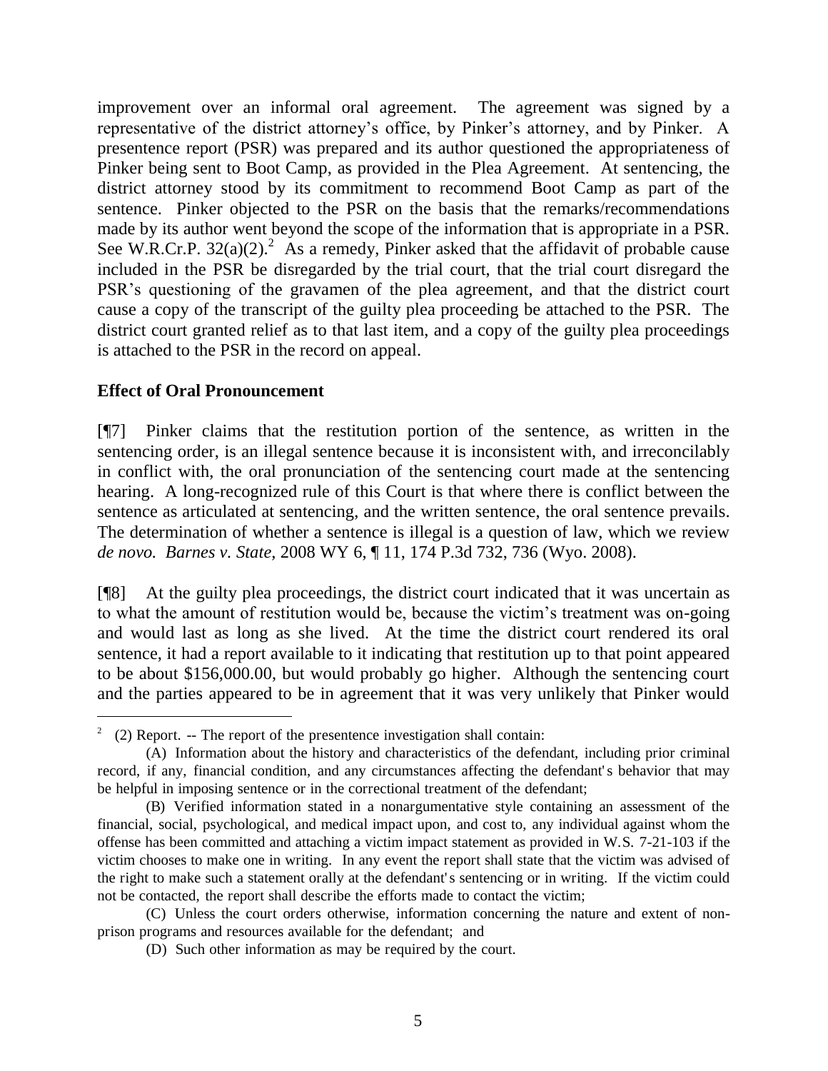improvement over an informal oral agreement. The agreement was signed by a representative of the district attorney's office, by Pinker's attorney, and by Pinker. A presentence report (PSR) was prepared and its author questioned the appropriateness of Pinker being sent to Boot Camp, as provided in the Plea Agreement. At sentencing, the district attorney stood by its commitment to recommend Boot Camp as part of the sentence. Pinker objected to the PSR on the basis that the remarks/recommendations made by its author went beyond the scope of the information that is appropriate in a PSR. See W.R.Cr.P. 32(a)(2).[2] As a remedy, Pinker asked that the affidavit of probable cause included in the PSR be disregarded by the trial court, that the trial court disregard the PSR's questioning of the gravamen of the plea agreement, and that the district court cause a copy of the transcript of the guilty plea proceeding be attached to the PSR. The district court granted relief as to that last item, and a copy of the guilty plea proceedings is attached to the PSR in the record on appeal.

## Effect of Oral Pronouncement

[¶7] Pinker claims that the restitution portion of the sentence, as written in the sentencing order, is an illegal sentence because it is inconsistent with, and irreconcilably in conflict with, the oral pronunciation of the sentencing court made at the sentencing hearing. A long-recognized rule of this Court is that where there is conflict between the sentence as articulated at sentencing, and the written sentence, the oral sentence prevails. The determination of whether a sentence is illegal is a question of law, which we review *de novo*. *Barnes v. State*, 2008 WY 6, ¶ 11, 174 P.3d 732, 736 (Wyo. 2008).

[¶8] At the guilty plea proceedings, the district court indicated that it was uncertain as to what the amount of restitution would be, because the victim's treatment was on-going and would last as long as she lived. At the time the district court rendered its oral sentence, it had a report available to it indicating that restitution up to that point appeared to be about $156,000.00, but would probably go higher. Although the sentencing court and the parties appeared to be in agreement that it was very unlikely that Pinker would

---

[2] (2) Report. -- The report of the presentence investigation shall contain:

(A) Information about the history and characteristics of the defendant, including prior criminal record, if any, financial condition, and any circumstances affecting the defendant's behavior that may be helpful in imposing sentence or in the correctional treatment of the defendant;

(B) Verified information stated in a nonargumentative style containing an assessment of the financial, social, psychological, and medical impact upon, and cost to, any individual against whom the offense has been committed and attaching a victim impact statement as provided in W.S. 7-21-103 if the victim chooses to make one in writing. In any event the report shall state that the victim was advised of the right to make such a statement orally at the defendant's sentencing or in writing. If the victim could not be contacted, the report shall describe the efforts made to contact the victim;

(C) Unless the court orders otherwise, information concerning the nature and extent of non-prison programs and resources available for the defendant; and

(D) Such other information as may be required by the court.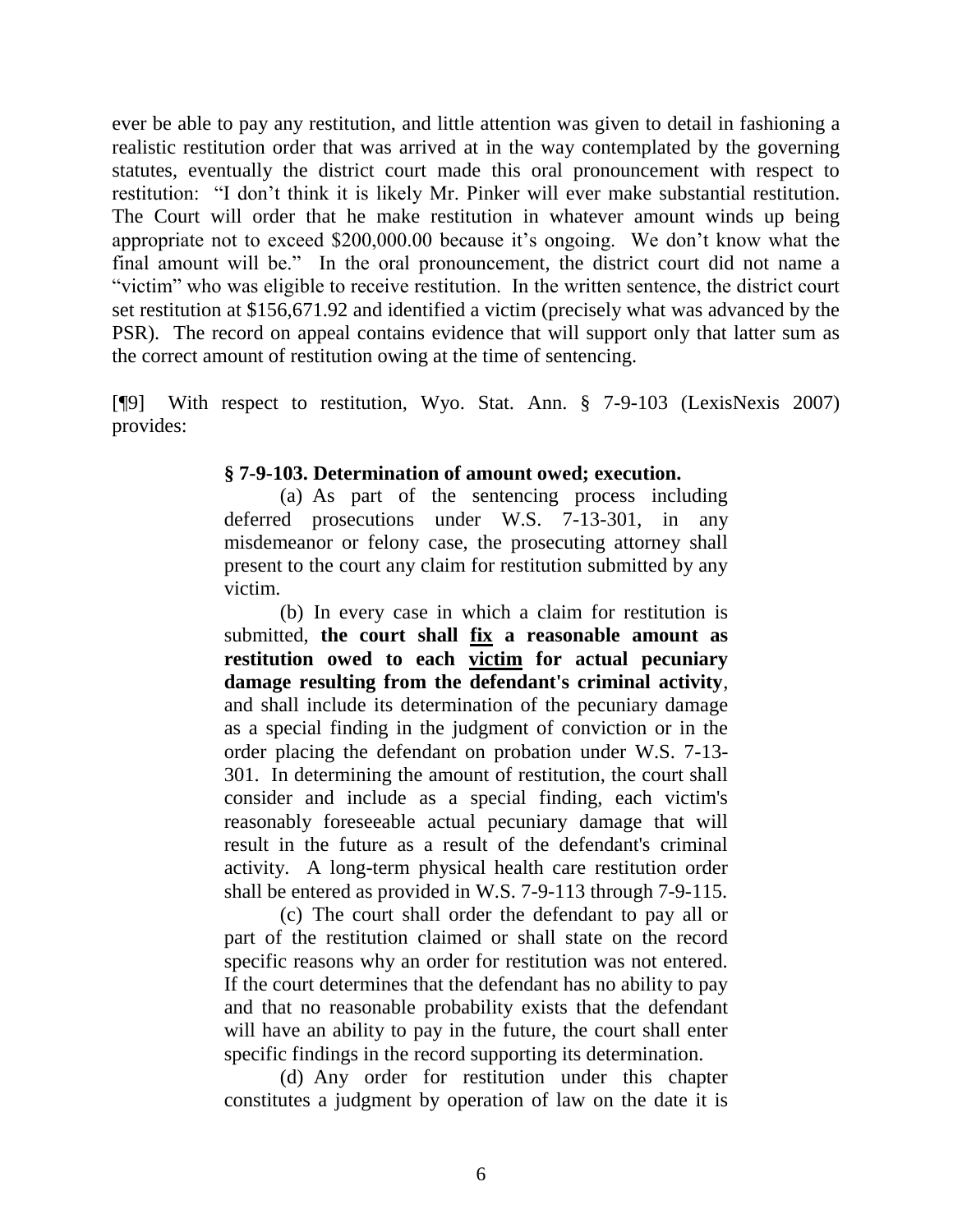ever be able to pay any restitution, and little attention was given to detail in fashioning a realistic restitution order that was arrived at in the way contemplated by the governing statutes, eventually the district court made this oral pronouncement with respect to restitution: "I don't think it is likely Mr. Pinker will ever make substantial restitution. The Court will order that he make restitution in whatever amount winds up being appropriate not to exceed $200,000.00 because it's ongoing. We don't know what the final amount will be." In the oral pronouncement, the district court did not name a "victim" who was eligible to receive restitution. In the written sentence, the district court set restitution at $156,671.92 and identified a victim (precisely what was advanced by the PSR). The record on appeal contains evidence that will support only that latter sum as the correct amount of restitution owing at the time of sentencing.

[¶9] With respect to restitution, Wyo. Stat. Ann. § 7-9-103 (LexisNexis 2007) provides:

> **§ 7-9-103. Determination of amount owed; execution.**
>
> (a) As part of the sentencing process including deferred prosecutions under W.S. 7-13-301, in any misdemeanor or felony case, the prosecuting attorney shall present to the court any claim for restitution submitted by any victim.
>
> (b) In every case in which a claim for restitution is submitted, **the court shall <u>fix</u> a reasonable amount as restitution owed to each <u>victim</u> for actual pecuniary damage resulting from the defendant's criminal activity**, and shall include its determination of the pecuniary damage as a special finding in the judgment of conviction or in the order placing the defendant on probation under W.S. 7-13-301. In determining the amount of restitution, the court shall consider and include as a special finding, each victim's reasonably foreseeable actual pecuniary damage that will result in the future as a result of the defendant's criminal activity. A long-term physical health care restitution order shall be entered as provided in W.S. 7-9-113 through 7-9-115.
>
> (c) The court shall order the defendant to pay all or part of the restitution claimed or shall state on the record specific reasons why an order for restitution was not entered. If the court determines that the defendant has no ability to pay and that no reasonable probability exists that the defendant will have an ability to pay in the future, the court shall enter specific findings in the record supporting its determination.
>
> (d) Any order for restitution under this chapter constitutes a judgment by operation of law on the date it is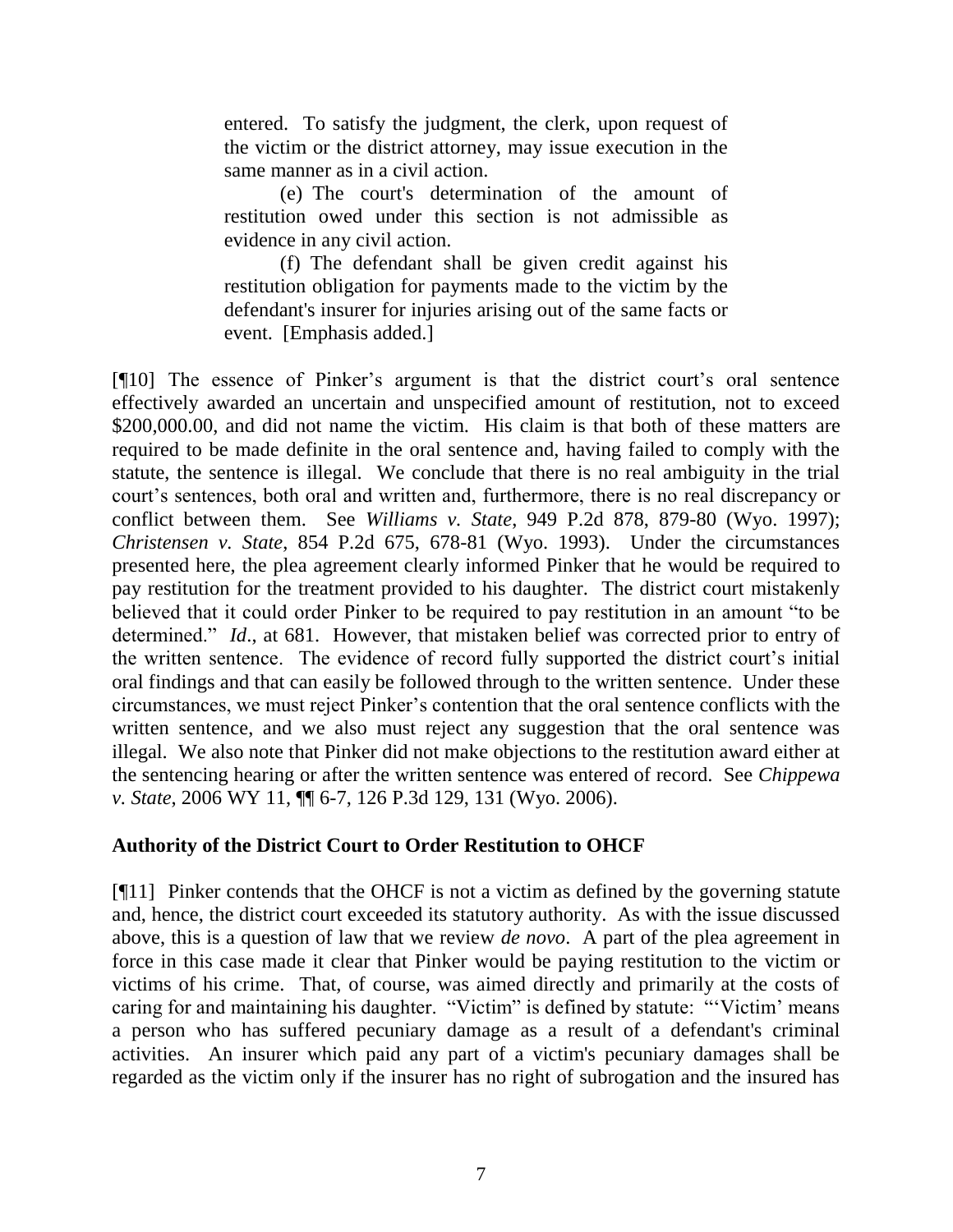entered. To satisfy the judgment, the clerk, upon request of the victim or the district attorney, may issue execution in the same manner as in a civil action.

(e) The court's determination of the amount of restitution owed under this section is not admissible as evidence in any civil action.

(f) The defendant shall be given credit against his restitution obligation for payments made to the victim by the defendant's insurer for injuries arising out of the same facts or event. [Emphasis added.]

[¶10] The essence of Pinker's argument is that the district court's oral sentence effectively awarded an uncertain and unspecified amount of restitution, not to exceed $200,000.00, and did not name the victim. His claim is that both of these matters are required to be made definite in the oral sentence and, having failed to comply with the statute, the sentence is illegal. We conclude that there is no real ambiguity in the trial court's sentences, both oral and written and, furthermore, there is no real discrepancy or conflict between them. See *Williams v. State*, 949 P.2d 878, 879-80 (Wyo. 1997); *Christensen v. State*, 854 P.2d 675, 678-81 (Wyo. 1993). Under the circumstances presented here, the plea agreement clearly informed Pinker that he would be required to pay restitution for the treatment provided to his daughter. The district court mistakenly believed that it could order Pinker to be required to pay restitution in an amount "to be determined." *Id*., at 681. However, that mistaken belief was corrected prior to entry of the written sentence. The evidence of record fully supported the district court's initial oral findings and that can easily be followed through to the written sentence. Under these circumstances, we must reject Pinker's contention that the oral sentence conflicts with the written sentence, and we also must reject any suggestion that the oral sentence was illegal. We also note that Pinker did not make objections to the restitution award either at the sentencing hearing or after the written sentence was entered of record. See *Chippewa v. State*, 2006 WY 11, ¶¶ 6-7, 126 P.3d 129, 131 (Wyo. 2006).

**Authority of the District Court to Order Restitution to OHCF**

[¶11] Pinker contends that the OHCF is not a victim as defined by the governing statute and, hence, the district court exceeded its statutory authority. As with the issue discussed above, this is a question of law that we review *de novo*. A part of the plea agreement in force in this case made it clear that Pinker would be paying restitution to the victim or victims of his crime. That, of course, was aimed directly and primarily at the costs of caring for and maintaining his daughter. "Victim" is defined by statute: "'Victim' means a person who has suffered pecuniary damage as a result of a defendant's criminal activities. An insurer which paid any part of a victim's pecuniary damages shall be regarded as the victim only if the insurer has no right of subrogation and the insured has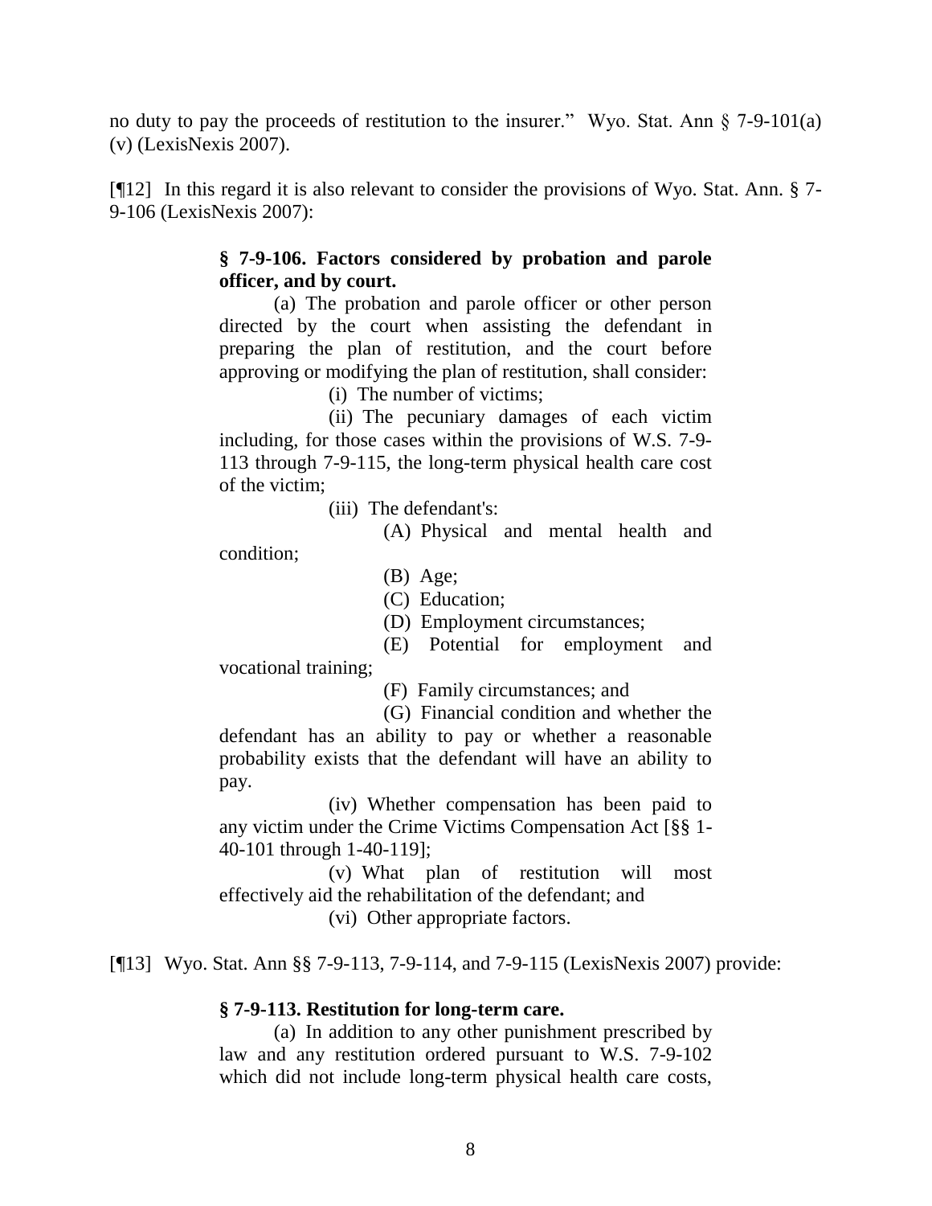no duty to pay the proceeds of restitution to the insurer." Wyo. Stat. Ann § 7-9-101(a)(v) (LexisNexis 2007).

[¶12] In this regard it is also relevant to consider the provisions of Wyo. Stat. Ann. § 7-9-106 (LexisNexis 2007):

> **§ 7-9-106. Factors considered by probation and parole officer, and by court.**
>
> (a) The probation and parole officer or other person directed by the court when assisting the defendant in preparing the plan of restitution, and the court before approving or modifying the plan of restitution, shall consider:
>
> (i) The number of victims;
>
> (ii) The pecuniary damages of each victim including, for those cases within the provisions of W.S. 7-9-113 through 7-9-115, the long-term physical health care cost of the victim;
>
> (iii) The defendant's:
>
> (A) Physical and mental health and condition;
>
> (B) Age;
>
> (C) Education;
>
> (D) Employment circumstances;
>
> (E) Potential for employment and vocational training;
>
> (F) Family circumstances; and
>
> (G) Financial condition and whether the defendant has an ability to pay or whether a reasonable probability exists that the defendant will have an ability to pay.
>
> (iv) Whether compensation has been paid to any victim under the Crime Victims Compensation Act [§§ 1-40-101 through 1-40-119];
>
> (v) What plan of restitution will most effectively aid the rehabilitation of the defendant; and
>
> (vi) Other appropriate factors.

[¶13] Wyo. Stat. Ann §§ 7-9-113, 7-9-114, and 7-9-115 (LexisNexis 2007) provide:

> **§ 7-9-113. Restitution for long-term care.**
>
> (a) In addition to any other punishment prescribed by law and any restitution ordered pursuant to W.S. 7-9-102 which did not include long-term physical health care costs,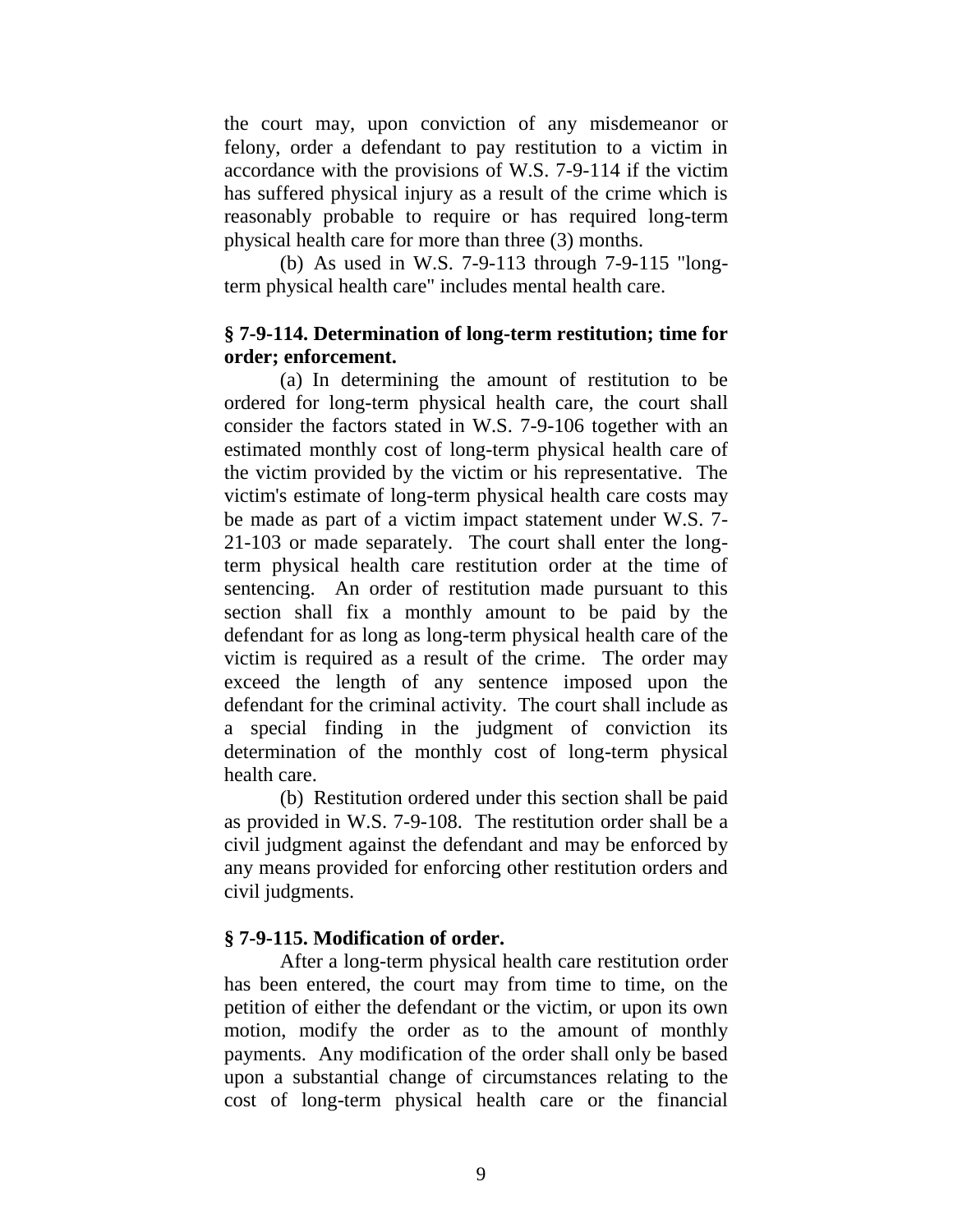the court may, upon conviction of any misdemeanor or felony, order a defendant to pay restitution to a victim in accordance with the provisions of W.S. 7-9-114 if the victim has suffered physical injury as a result of the crime which is reasonably probable to require or has required long-term physical health care for more than three (3) months.

(b) As used in W.S. 7-9-113 through 7-9-115 "long-term physical health care" includes mental health care.

**§ 7-9-114. Determination of long-term restitution; time for order; enforcement.**

(a) In determining the amount of restitution to be ordered for long-term physical health care, the court shall consider the factors stated in W.S. 7-9-106 together with an estimated monthly cost of long-term physical health care of the victim provided by the victim or his representative. The victim's estimate of long-term physical health care costs may be made as part of a victim impact statement under W.S. 7-21-103 or made separately. The court shall enter the long-term physical health care restitution order at the time of sentencing. An order of restitution made pursuant to this section shall fix a monthly amount to be paid by the defendant for as long as long-term physical health care of the victim is required as a result of the crime. The order may exceed the length of any sentence imposed upon the defendant for the criminal activity. The court shall include as a special finding in the judgment of conviction its determination of the monthly cost of long-term physical health care.

(b) Restitution ordered under this section shall be paid as provided in W.S. 7-9-108. The restitution order shall be a civil judgment against the defendant and may be enforced by any means provided for enforcing other restitution orders and civil judgments.

**§ 7-9-115. Modification of order.**

After a long-term physical health care restitution order has been entered, the court may from time to time, on the petition of either the defendant or the victim, or upon its own motion, modify the order as to the amount of monthly payments. Any modification of the order shall only be based upon a substantial change of circumstances relating to the cost of long-term physical health care or the financial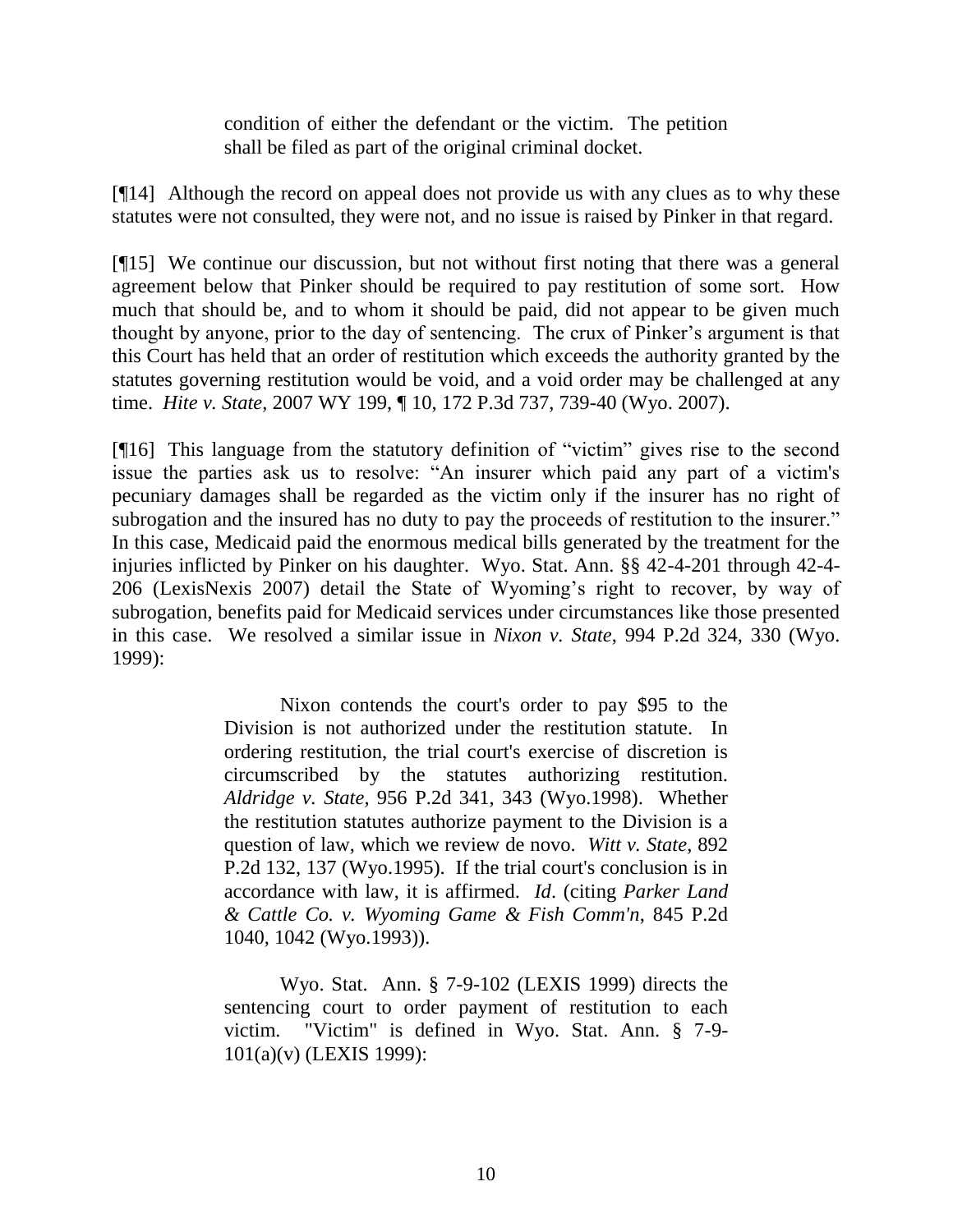> condition of either the defendant or the victim. The petition shall be filed as part of the original criminal docket.

[¶14] Although the record on appeal does not provide us with any clues as to why these statutes were not consulted, they were not, and no issue is raised by Pinker in that regard.

[¶15] We continue our discussion, but not without first noting that there was a general agreement below that Pinker should be required to pay restitution of some sort. How much that should be, and to whom it should be paid, did not appear to be given much thought by anyone, prior to the day of sentencing. The crux of Pinker's argument is that this Court has held that an order of restitution which exceeds the authority granted by the statutes governing restitution would be void, and a void order may be challenged at any time. *Hite v. State*, 2007 WY 199, ¶ 10, 172 P.3d 737, 739-40 (Wyo. 2007).

[¶16] This language from the statutory definition of "victim" gives rise to the second issue the parties ask us to resolve: "An insurer which paid any part of a victim's pecuniary damages shall be regarded as the victim only if the insurer has no right of subrogation and the insured has no duty to pay the proceeds of restitution to the insurer." In this case, Medicaid paid the enormous medical bills generated by the treatment for the injuries inflicted by Pinker on his daughter. Wyo. Stat. Ann. §§ 42-4-201 through 42-4-206 (LexisNexis 2007) detail the State of Wyoming's right to recover, by way of subrogation, benefits paid for Medicaid services under circumstances like those presented in this case. We resolved a similar issue in *Nixon v. State*, 994 P.2d 324, 330 (Wyo. 1999):

> Nixon contends the court's order to pay $95 to the Division is not authorized under the restitution statute. In ordering restitution, the trial court's exercise of discretion is circumscribed by the statutes authorizing restitution. *Aldridge v. State*, 956 P.2d 341, 343 (Wyo.1998). Whether the restitution statutes authorize payment to the Division is a question of law, which we review de novo. *Witt v. State*, 892 P.2d 132, 137 (Wyo.1995). If the trial court's conclusion is in accordance with law, it is affirmed. *Id*. (citing *Parker Land & Cattle Co. v. Wyoming Game & Fish Comm'n*, 845 P.2d 1040, 1042 (Wyo.1993)).
>
> Wyo. Stat. Ann. § 7-9-102 (LEXIS 1999) directs the sentencing court to order payment of restitution to each victim. "Victim" is defined in Wyo. Stat. Ann. § 7-9-101(a)(v) (LEXIS 1999):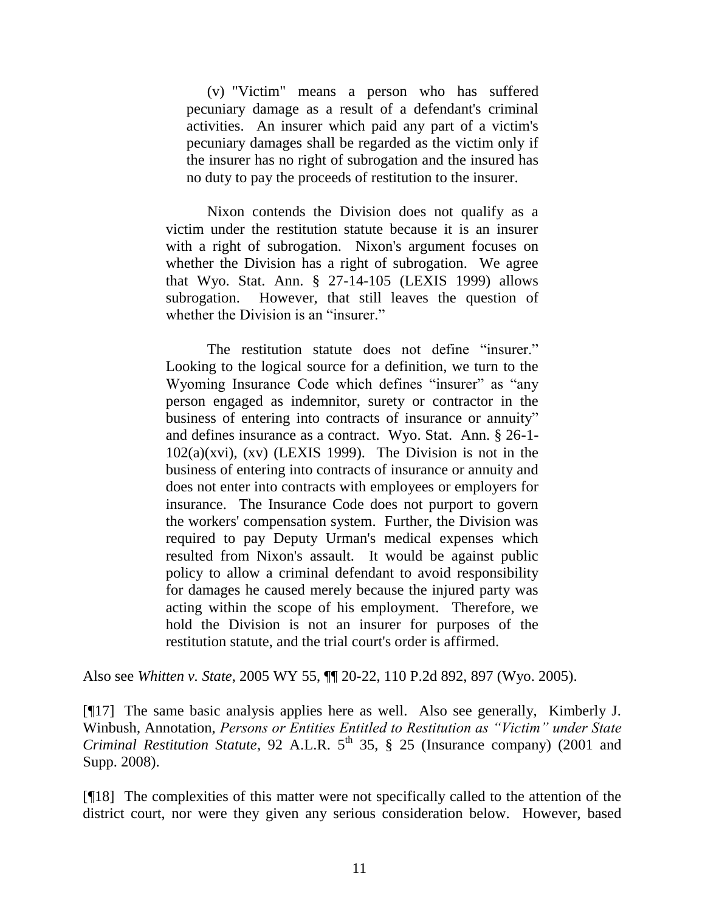> (v) "Victim" means a person who has suffered pecuniary damage as a result of a defendant's criminal activities. An insurer which paid any part of a victim's pecuniary damages shall be regarded as the victim only if the insurer has no right of subrogation and the insured has no duty to pay the proceeds of restitution to the insurer.
>
> Nixon contends the Division does not qualify as a victim under the restitution statute because it is an insurer with a right of subrogation. Nixon's argument focuses on whether the Division has a right of subrogation. We agree that Wyo. Stat. Ann. § 27-14-105 (LEXIS 1999) allows subrogation. However, that still leaves the question of whether the Division is an "insurer."
>
> The restitution statute does not define "insurer." Looking to the logical source for a definition, we turn to the Wyoming Insurance Code which defines "insurer" as "any person engaged as indemnitor, surety or contractor in the business of entering into contracts of insurance or annuity" and defines insurance as a contract. Wyo. Stat. Ann. § 26-1-102(a)(xvi), (xv) (LEXIS 1999). The Division is not in the business of entering into contracts of insurance or annuity and does not enter into contracts with employees or employers for insurance. The Insurance Code does not purport to govern the workers' compensation system. Further, the Division was required to pay Deputy Urman's medical expenses which resulted from Nixon's assault. It would be against public policy to allow a criminal defendant to avoid responsibility for damages he caused merely because the injured party was acting within the scope of his employment. Therefore, we hold the Division is not an insurer for purposes of the restitution statute, and the trial court's order is affirmed.

Also see *Whitten v. State*, 2005 WY 55, ¶¶ 20-22, 110 P.2d 892, 897 (Wyo. 2005).

[¶17] The same basic analysis applies here as well. Also see generally, Kimberly J. Winbush, Annotation, *Persons or Entities Entitled to Restitution as "Victim" under State Criminal Restitution Statute*, 92 A.L.R. 5th 35, § 25 (Insurance company) (2001 and Supp. 2008).

[¶18] The complexities of this matter were not specifically called to the attention of the district court, nor were they given any serious consideration below. However, based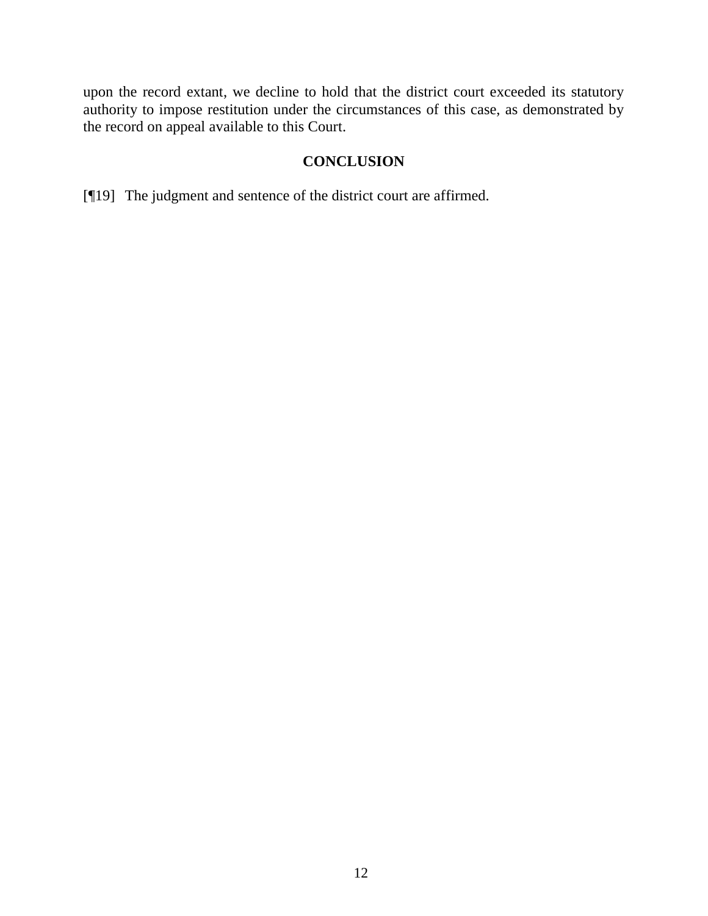upon the record extant, we decline to hold that the district court exceeded its statutory authority to impose restitution under the circumstances of this case, as demonstrated by the record on appeal available to this Court.

## CONCLUSION

[¶19] The judgment and sentence of the district court are affirmed.